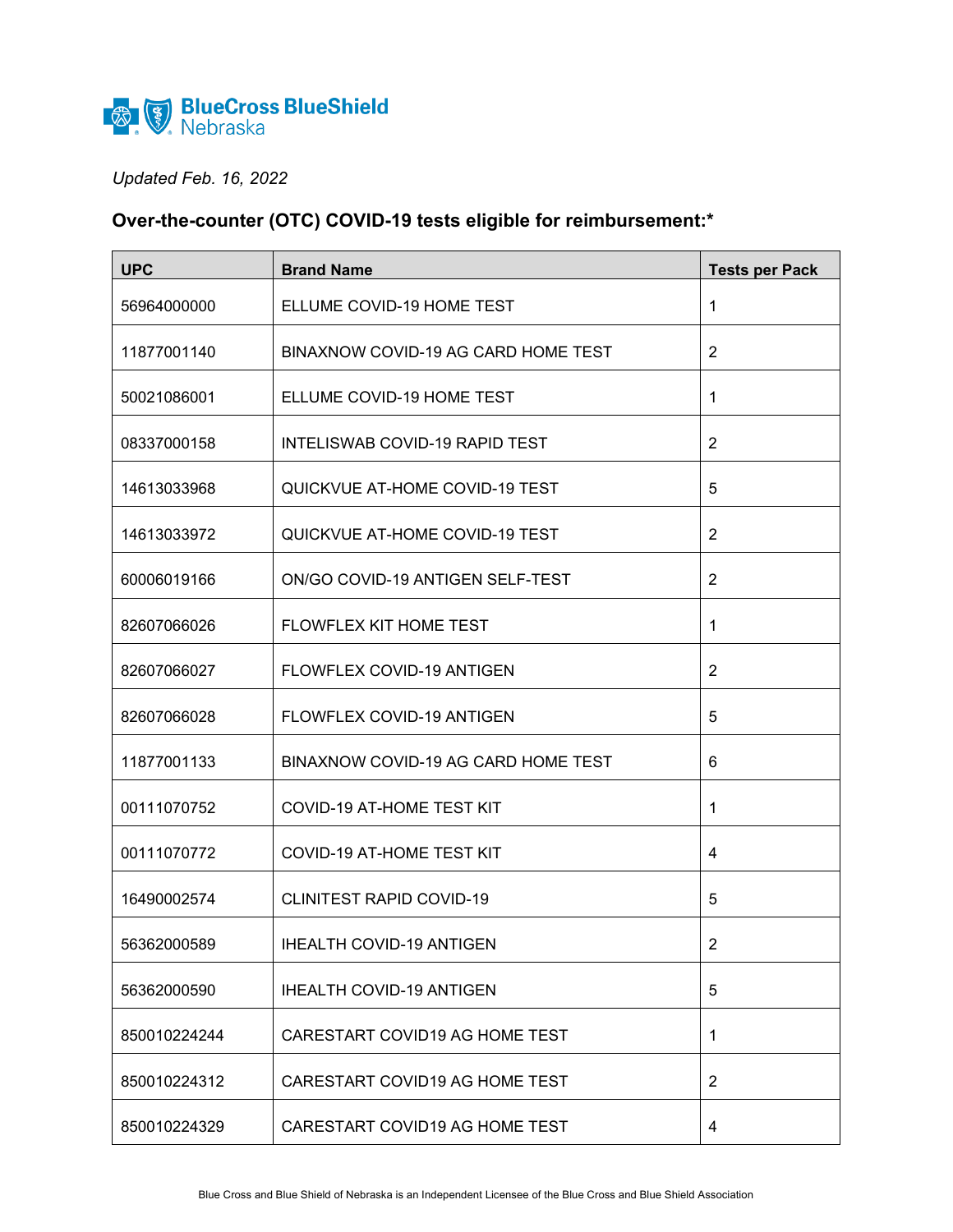*Updated Feb. 16, 2022*

## Over-the-counter (OTC) COVID-19 tests eligible for reimbursement:*

| UPC | Brand Name | Tests per Pack |
|---|---|---|
| 56964000000 | ELLUME COVID-19 HOME TEST | 1 |
| 11877001140 | BINAXNOW COVID-19 AG CARD HOME TEST | 2 |
| 50021086001 | ELLUME COVID-19 HOME TEST | 1 |
| 08337000158 | INTELISWAB COVID-19 RAPID TEST | 2 |
| 14613033968 | QUICKVUE AT-HOME COVID-19 TEST | 5 |
| 14613033972 | QUICKVUE AT-HOME COVID-19 TEST | 2 |
| 60006019166 | ON/GO COVID-19 ANTIGEN SELF-TEST | 2 |
| 82607066026 | FLOWFLEX KIT HOME TEST | 1 |
| 82607066027 | FLOWFLEX COVID-19 ANTIGEN | 2 |
| 82607066028 | FLOWFLEX COVID-19 ANTIGEN | 5 |
| 11877001133 | BINAXNOW COVID-19 AG CARD HOME TEST | 6 |
| 00111070752 | COVID-19 AT-HOME TEST KIT | 1 |
| 00111070772 | COVID-19 AT-HOME TEST KIT | 4 |
| 16490002574 | CLINITEST RAPID COVID-19 | 5 |
| 56362000589 | IHEALTH COVID-19 ANTIGEN | 2 |
| 56362000590 | IHEALTH COVID-19 ANTIGEN | 5 |
| 850010224244 | CARESTART COVID19 AG HOME TEST | 1 |
| 850010224312 | CARESTART COVID19 AG HOME TEST | 2 |
| 850010224329 | CARESTART COVID19 AG HOME TEST | 4 |

Blue Cross and Blue Shield of Nebraska is an Independent Licensee of the Blue Cross and Blue Shield Association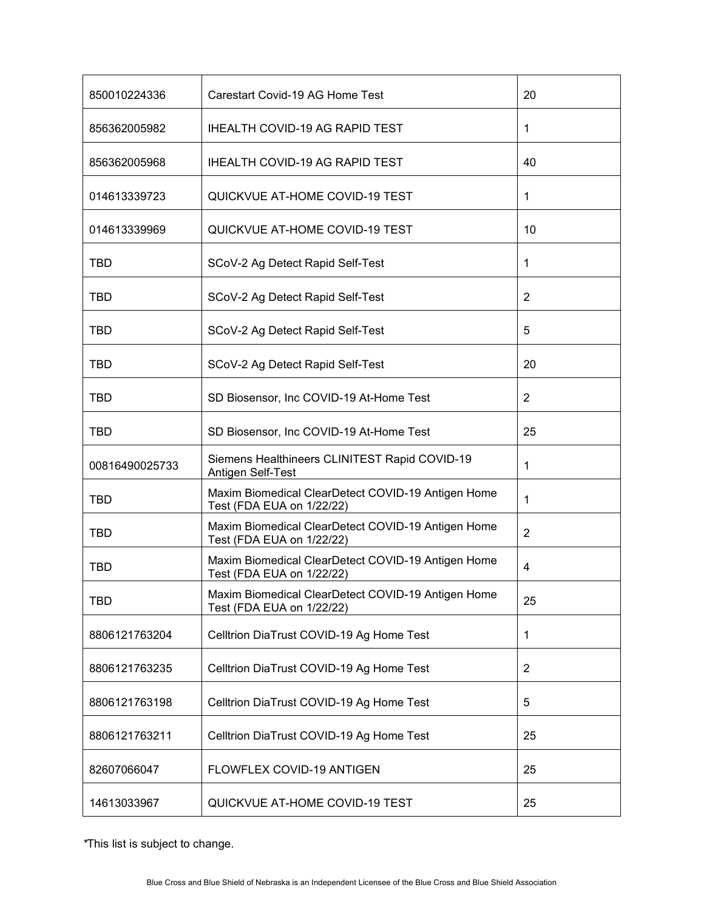| | | |
|---|---|---|
| 850010224336 | Carestart Covid-19 AG Home Test | 20 |
| 856362005982 | IHEALTH COVID-19 AG RAPID TEST | 1 |
| 856362005968 | IHEALTH COVID-19 AG RAPID TEST | 40 |
| 014613339723 | QUICKVUE AT-HOME COVID-19 TEST | 1 |
| 014613339969 | QUICKVUE AT-HOME COVID-19 TEST | 10 |
| TBD | SCoV-2 Ag Detect Rapid Self-Test | 1 |
| TBD | SCoV-2 Ag Detect Rapid Self-Test | 2 |
| TBD | SCoV-2 Ag Detect Rapid Self-Test | 5 |
| TBD | SCoV-2 Ag Detect Rapid Self-Test | 20 |
| TBD | SD Biosensor, Inc COVID-19 At-Home Test | 2 |
| TBD | SD Biosensor, Inc COVID-19 At-Home Test | 25 |
| 00816490025733 | Siemens Healthineers CLINITEST Rapid COVID-19 Antigen Self-Test | 1 |
| TBD | Maxim Biomedical ClearDetect COVID-19 Antigen Home Test (FDA EUA on 1/22/22) | 1 |
| TBD | Maxim Biomedical ClearDetect COVID-19 Antigen Home Test (FDA EUA on 1/22/22) | 2 |
| TBD | Maxim Biomedical ClearDetect COVID-19 Antigen Home Test (FDA EUA on 1/22/22) | 4 |
| TBD | Maxim Biomedical ClearDetect COVID-19 Antigen Home Test (FDA EUA on 1/22/22) | 25 |
| 8806121763204 | Celltrion DiaTrust COVID-19 Ag Home Test | 1 |
| 8806121763235 | Celltrion DiaTrust COVID-19 Ag Home Test | 2 |
| 8806121763198 | Celltrion DiaTrust COVID-19 Ag Home Test | 5 |
| 8806121763211 | Celltrion DiaTrust COVID-19 Ag Home Test | 25 |
| 82607066047 | FLOWFLEX COVID-19 ANTIGEN | 25 |
| 14613033967 | QUICKVUE AT-HOME COVID-19 TEST | 25 |

*This list is subject to change.

Blue Cross and Blue Shield of Nebraska is an Independent Licensee of the Blue Cross and Blue Shield Association